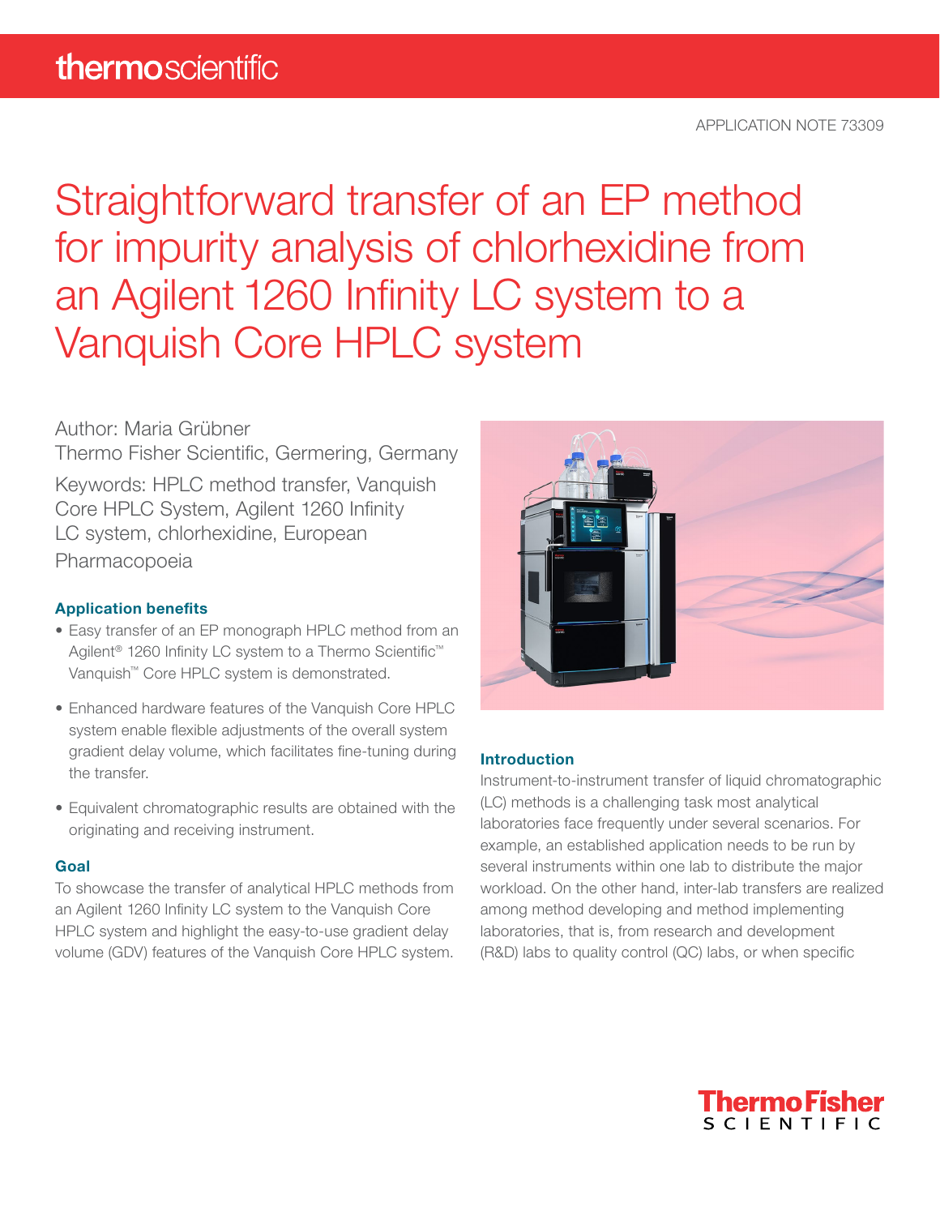APPLICATION NOTE 73309

# Straightforward transfer of an EP method for impurity analysis of chlorhexidine from an Agilent 1260 Infinity LC system to a Vanquish Core HPLC system

Author: Maria Grübner
Thermo Fisher Scientific, Germering, Germany

Keywords: HPLC method transfer, Vanquish Core HPLC System, Agilent 1260 Infinity LC system, chlorhexidine, European Pharmacopoeia

## Application benefits

- Easy transfer of an EP monograph HPLC method from an Agilent® 1260 Infinity LC system to a Thermo Scientific™ Vanquish™ Core HPLC system is demonstrated.
- Enhanced hardware features of the Vanquish Core HPLC system enable flexible adjustments of the overall system gradient delay volume, which facilitates fine-tuning during the transfer.
- Equivalent chromatographic results are obtained with the originating and receiving instrument.

## Goal

To showcase the transfer of analytical HPLC methods from an Agilent 1260 Infinity LC system to the Vanquish Core HPLC system and highlight the easy-to-use gradient delay volume (GDV) features of the Vanquish Core HPLC system.

## Introduction

Instrument-to-instrument transfer of liquid chromatographic (LC) methods is a challenging task most analytical laboratories face frequently under several scenarios. For example, an established application needs to be run by several instruments within one lab to distribute the major workload. On the other hand, inter-lab transfers are realized among method developing and method implementing laboratories, that is, from research and development (R&D) labs to quality control (QC) labs, or when specific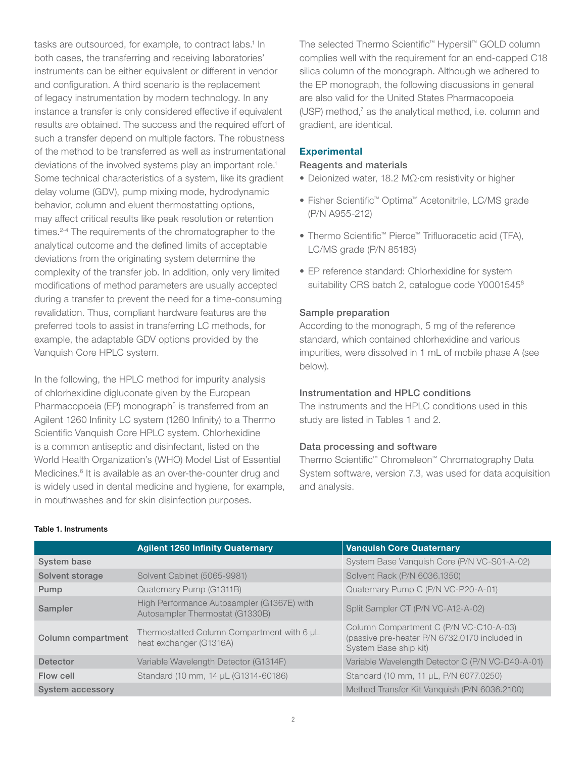tasks are outsourced, for example, to contract labs.[1] In both cases, the transferring and receiving laboratories' instruments can be either equivalent or different in vendor and configuration. A third scenario is the replacement of legacy instrumentation by modern technology. In any instance a transfer is only considered effective if equivalent results are obtained. The success and the required effort of such a transfer depend on multiple factors. The robustness of the method to be transferred as well as instrumentational deviations of the involved systems play an important role.[1] Some technical characteristics of a system, like its gradient delay volume (GDV), pump mixing mode, hydrodynamic behavior, column and eluent thermostatting options, may affect critical results like peak resolution or retention times.[2-4] The requirements of the chromatographer to the analytical outcome and the defined limits of acceptable deviations from the originating system determine the complexity of the transfer job. In addition, only very limited modifications of method parameters are usually accepted during a transfer to prevent the need for a time-consuming revalidation. Thus, compliant hardware features are the preferred tools to assist in transferring LC methods, for example, the adaptable GDV options provided by the Vanquish Core HPLC system.

In the following, the HPLC method for impurity analysis of chlorhexidine digluconate given by the European Pharmacopoeia (EP) monograph[5] is transferred from an Agilent 1260 Infinity LC system (1260 Infinity) to a Thermo Scientific Vanquish Core HPLC system. Chlorhexidine is a common antiseptic and disinfectant, listed on the World Health Organization's (WHO) Model List of Essential Medicines.[6] It is available as an over-the-counter drug and is widely used in dental medicine and hygiene, for example, in mouthwashes and for skin disinfection purposes.

The selected Thermo Scientific™ Hypersil™ GOLD column complies well with the requirement for an end-capped C18 silica column of the monograph. Although we adhered to the EP monograph, the following discussions in general are also valid for the United States Pharmacopoeia (USP) method,[7] as the analytical method, i.e. column and gradient, are identical.

## Experimental

### Reagents and materials

- Deionized water, 18.2 MΩ·cm resistivity or higher
- Fisher Scientific™ Optima™ Acetonitrile, LC/MS grade (P/N A955-212)
- Thermo Scientific™ Pierce™ Trifluoracetic acid (TFA), LC/MS grade (P/N 85183)
- EP reference standard: Chlorhexidine for system suitability CRS batch 2, catalogue code Y0001545[8]

### Sample preparation

According to the monograph, 5 mg of the reference standard, which contained chlorhexidine and various impurities, were dissolved in 1 mL of mobile phase A (see below).

### Instrumentation and HPLC conditions

The instruments and the HPLC conditions used in this study are listed in Tables 1 and 2.

### Data processing and software

Thermo Scientific™ Chromeleon™ Chromatography Data System software, version 7.3, was used for data acquisition and analysis.

**Table 1. Instruments**

| | Agilent 1260 Infinity Quaternary | Vanquish Core Quaternary |
|---|---|---|
| **System base** | | System Base Vanquish Core (P/N VC-S01-A-02) |
| **Solvent storage** | Solvent Cabinet (5065-9981) | Solvent Rack (P/N 6036.1350) |
| **Pump** | Quaternary Pump (G1311B) | Quaternary Pump C (P/N VC-P20-A-01) |
| **Sampler** | High Performance Autosampler (G1367E) with Autosampler Thermostat (G1330B) | Split Sampler CT (P/N VC-A12-A-02) |
| **Column compartment** | Thermostatted Column Compartment with 6 µL heat exchanger (G1316A) | Column Compartment C (P/N VC-C10-A-03) (passive pre-heater P/N 6732.0170 included in System Base ship kit) |
| **Detector** | Variable Wavelength Detector (G1314F) | Variable Wavelength Detector C (P/N VC-D40-A-01) |
| **Flow cell** | Standard (10 mm, 14 µL (G1314-60186) | Standard (10 mm, 11 µL, P/N 6077.0250) |
| **System accessory** | | Method Transfer Kit Vanquish (P/N 6036.2100) |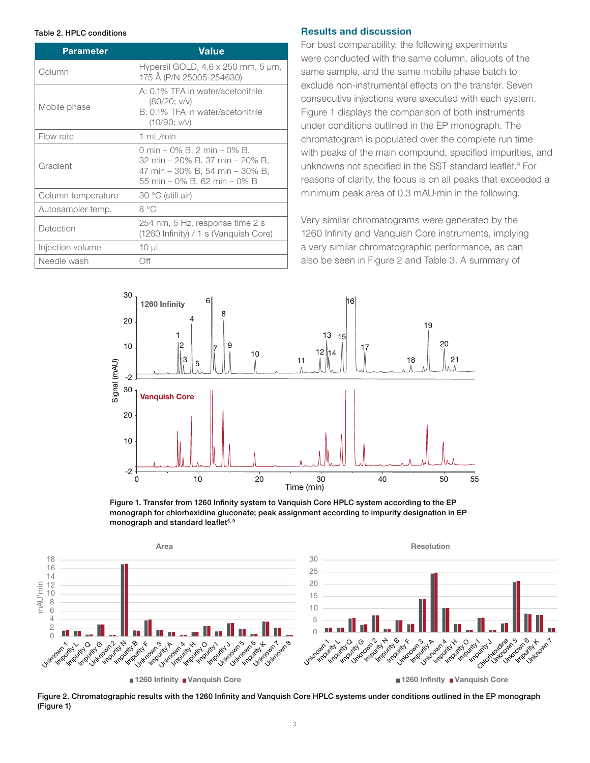**Table 2. HPLC conditions**

| Parameter | Value |
|---|---|
| Column | Hypersil GOLD, 4.6 x 250 mm, 5 µm, 175 Å (P/N 25005-254630) |
| Mobile phase | A: 0.1% TFA in water/acetonitrile (80/20; v/v) B: 0.1% TFA in water/acetonitrile (10/90; v/v) |
| Flow rate | 1 mL/min |
| Gradient | 0 min – 0% B, 2 min – 0% B, 32 min – 20% B, 37 min – 20% B, 47 min – 30% B, 54 min – 30% B, 55 min – 0% B, 62 min – 0% B |
| Column temperature | 30 °C (still air) |
| Autosampler temp. | 8 °C |
| Detection | 254 nm, 5 Hz, response time 2 s (1260 Infinity) / 1 s (Vanquish Core) |
| Injection volume | 10 µL |
| Needle wash | Off |

## Results and discussion

For best comparability, the following experiments were conducted with the same column, aliquots of the same sample, and the same mobile phase batch to exclude non-instrumental effects on the transfer. Seven consecutive injections were executed with each system. Figure 1 displays the comparison of both instruments under conditions outlined in the EP monograph. The chromatogram is populated over the complete run time with peaks of the main compound, specified impurities, and unknowns not specified in the SST standard leaflet.[9] For reasons of clarity, the focus is on all peaks that exceeded a minimum peak area of 0.3 mAU·min in the following.

Very similar chromatograms were generated by the 1260 Infinity and Vanquish Core instruments, implying a very similar chromatographic performance, as can also be seen in Figure 2 and Table 3. A summary of

**Figure 1. Transfer from 1260 Infinity system to Vanquish Core HPLC system according to the EP monograph for chlorhexidine gluconate; peak assignment according to impurity designation in EP monograph and standard leaflet[5, 9]**

**Figure 2. Chromatographic results with the 1260 Infinity and Vanquish Core HPLC systems under conditions outlined in the EP monograph (Figure 1)**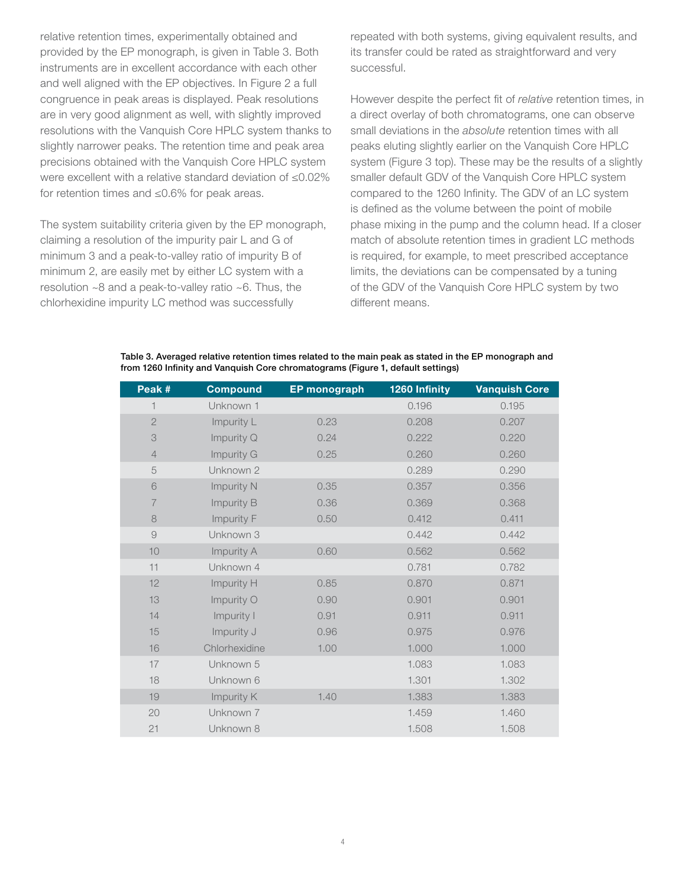relative retention times, experimentally obtained and provided by the EP monograph, is given in Table 3. Both instruments are in excellent accordance with each other and well aligned with the EP objectives. In Figure 2 a full congruence in peak areas is displayed. Peak resolutions are in very good alignment as well, with slightly improved resolutions with the Vanquish Core HPLC system thanks to slightly narrower peaks. The retention time and peak area precisions obtained with the Vanquish Core HPLC system were excellent with a relative standard deviation of ≤0.02% for retention times and ≤0.6% for peak areas.

The system suitability criteria given by the EP monograph, claiming a resolution of the impurity pair L and G of minimum 3 and a peak-to-valley ratio of impurity B of minimum 2, are easily met by either LC system with a resolution ~8 and a peak-to-valley ratio ~6. Thus, the chlorhexidine impurity LC method was successfully repeated with both systems, giving equivalent results, and its transfer could be rated as straightforward and very successful.

However despite the perfect fit of *relative* retention times, in a direct overlay of both chromatograms, one can observe small deviations in the *absolute* retention times with all peaks eluting slightly earlier on the Vanquish Core HPLC system (Figure 3 top). These may be the results of a slightly smaller default GDV of the Vanquish Core HPLC system compared to the 1260 Infinity. The GDV of an LC system is defined as the volume between the point of mobile phase mixing in the pump and the column head. If a closer match of absolute retention times in gradient LC methods is required, for example, to meet prescribed acceptance limits, the deviations can be compensated by a tuning of the GDV of the Vanquish Core HPLC system by two different means.

**Table 3. Averaged relative retention times related to the main peak as stated in the EP monograph and from 1260 Infinity and Vanquish Core chromatograms (Figure 1, default settings)**

| Peak # | Compound | EP monograph | 1260 Infinity | Vanquish Core |
|---|---|---|---|---|
| 1 | Unknown 1 | | 0.196 | 0.195 |
| 2 | Impurity L | 0.23 | 0.208 | 0.207 |
| 3 | Impurity Q | 0.24 | 0.222 | 0.220 |
| 4 | Impurity G | 0.25 | 0.260 | 0.260 |
| 5 | Unknown 2 | | 0.289 | 0.290 |
| 6 | Impurity N | 0.35 | 0.357 | 0.356 |
| 7 | Impurity B | 0.36 | 0.369 | 0.368 |
| 8 | Impurity F | 0.50 | 0.412 | 0.411 |
| 9 | Unknown 3 | | 0.442 | 0.442 |
| 10 | Impurity A | 0.60 | 0.562 | 0.562 |
| 11 | Unknown 4 | | 0.781 | 0.782 |
| 12 | Impurity H | 0.85 | 0.870 | 0.871 |
| 13 | Impurity O | 0.90 | 0.901 | 0.901 |
| 14 | Impurity I | 0.91 | 0.911 | 0.911 |
| 15 | Impurity J | 0.96 | 0.975 | 0.976 |
| 16 | Chlorhexidine | 1.00 | 1.000 | 1.000 |
| 17 | Unknown 5 | | 1.083 | 1.083 |
| 18 | Unknown 6 | | 1.301 | 1.302 |
| 19 | Impurity K | 1.40 | 1.383 | 1.383 |
| 20 | Unknown 7 | | 1.459 | 1.460 |
| 21 | Unknown 8 | | 1.508 | 1.508 |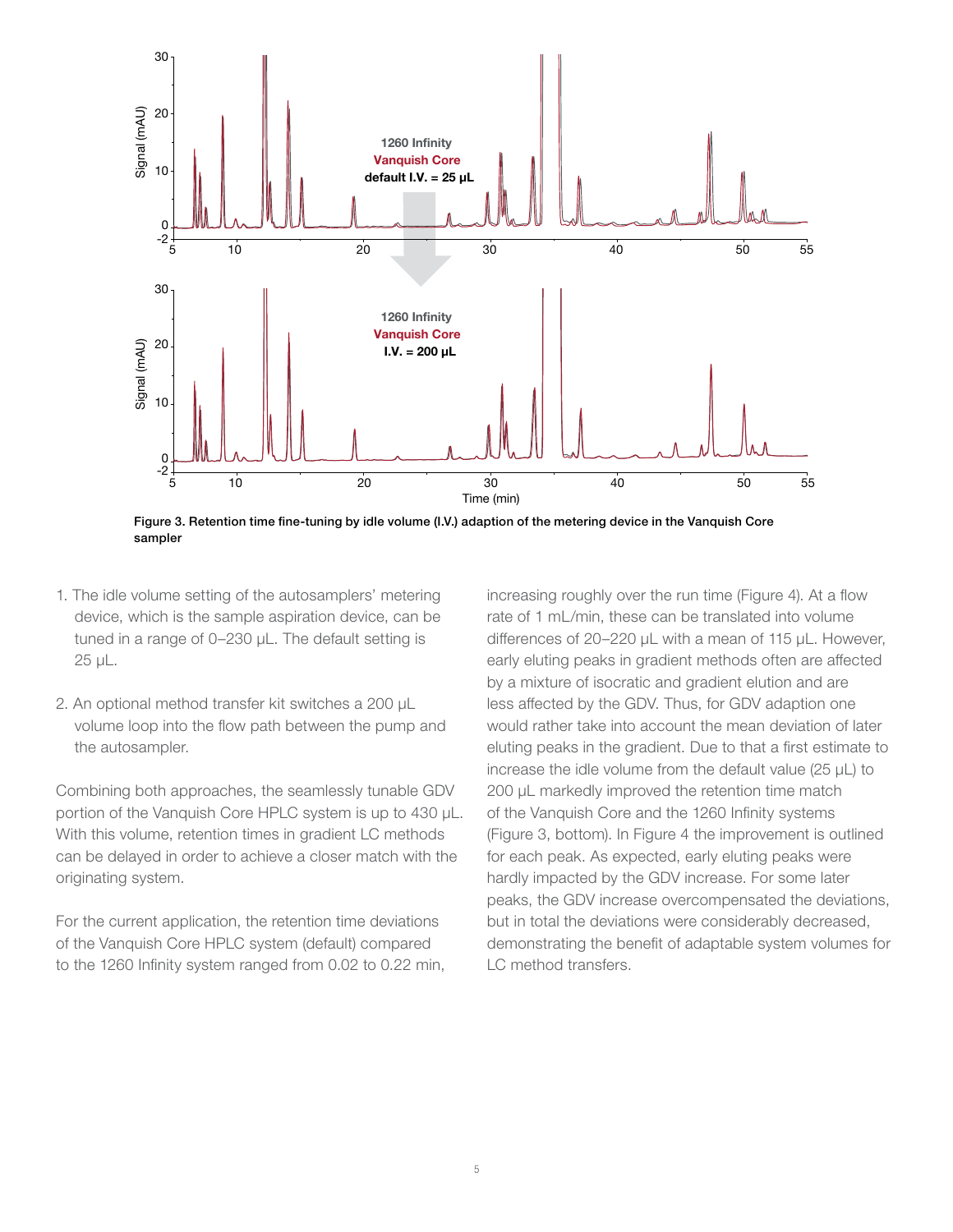Figure 3. Retention time fine-tuning by idle volume (I.V.) adaption of the metering device in the Vanquish Core sampler

1. The idle volume setting of the autosamplers' metering device, which is the sample aspiration device, can be tuned in a range of 0–230 µL. The default setting is 25 µL.

2. An optional method transfer kit switches a 200 µL volume loop into the flow path between the pump and the autosampler.

Combining both approaches, the seamlessly tunable GDV portion of the Vanquish Core HPLC system is up to 430 µL. With this volume, retention times in gradient LC methods can be delayed in order to achieve a closer match with the originating system.

For the current application, the retention time deviations of the Vanquish Core HPLC system (default) compared to the 1260 Infinity system ranged from 0.02 to 0.22 min, increasing roughly over the run time (Figure 4). At a flow rate of 1 mL/min, these can be translated into volume differences of 20–220 µL with a mean of 115 µL. However, early eluting peaks in gradient methods often are affected by a mixture of isocratic and gradient elution and are less affected by the GDV. Thus, for GDV adaption one would rather take into account the mean deviation of later eluting peaks in the gradient. Due to that a first estimate to increase the idle volume from the default value (25 µL) to 200 µL markedly improved the retention time match of the Vanquish Core and the 1260 Infinity systems (Figure 3, bottom). In Figure 4 the improvement is outlined for each peak. As expected, early eluting peaks were hardly impacted by the GDV increase. For some later peaks, the GDV increase overcompensated the deviations, but in total the deviations were considerably decreased, demonstrating the benefit of adaptable system volumes for LC method transfers.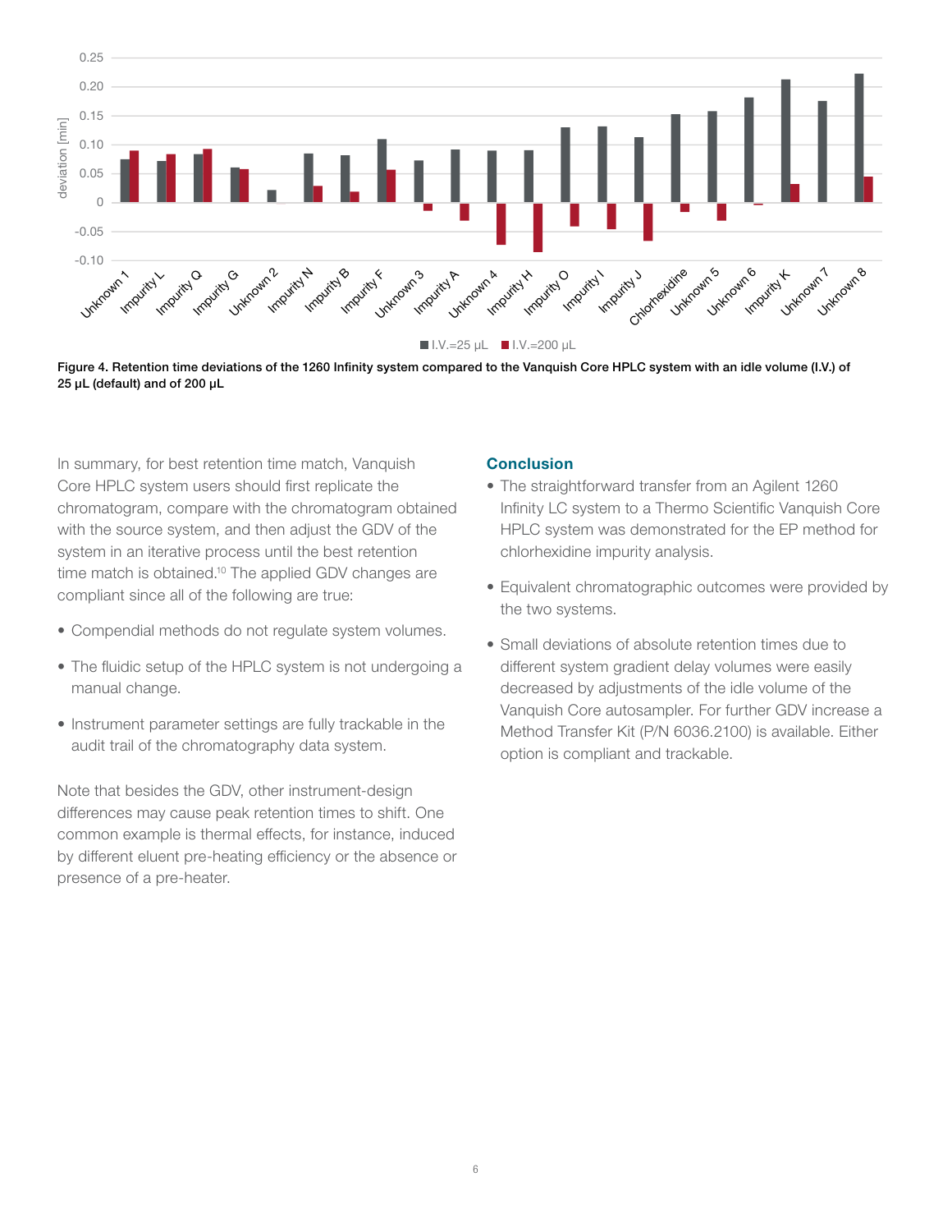Figure 4. Retention time deviations of the 1260 Infinity system compared to the Vanquish Core HPLC system with an idle volume (I.V.) of 25 µL (default) and of 200 µL

In summary, for best retention time match, Vanquish Core HPLC system users should first replicate the chromatogram, compare with the chromatogram obtained with the source system, and then adjust the GDV of the system in an iterative process until the best retention time match is obtained.[10] The applied GDV changes are compliant since all of the following are true:

- Compendial methods do not regulate system volumes.
- The fluidic setup of the HPLC system is not undergoing a manual change.
- Instrument parameter settings are fully trackable in the audit trail of the chromatography data system.

Note that besides the GDV, other instrument-design differences may cause peak retention times to shift. One common example is thermal effects, for instance, induced by different eluent pre-heating efficiency or the absence or presence of a pre-heater.

## Conclusion

- The straightforward transfer from an Agilent 1260 Infinity LC system to a Thermo Scientific Vanquish Core HPLC system was demonstrated for the EP method for chlorhexidine impurity analysis.
- Equivalent chromatographic outcomes were provided by the two systems.
- Small deviations of absolute retention times due to different system gradient delay volumes were easily decreased by adjustments of the idle volume of the Vanquish Core autosampler. For further GDV increase a Method Transfer Kit (P/N 6036.2100) is available. Either option is compliant and trackable.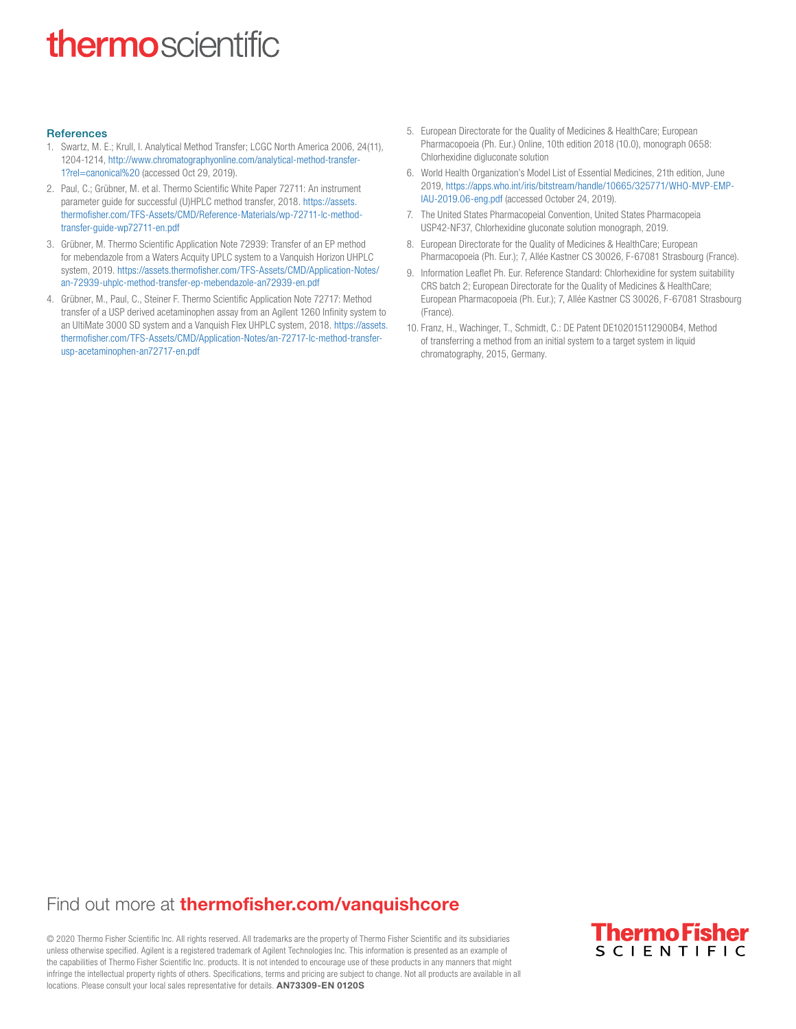## References

1. Swartz, M. E.; Krull, I. Analytical Method Transfer; LCGC North America 2006, 24(11), 1204-1214, http://www.chromatographyonline.com/analytical-method-transfer-1?rel=canonical%20 (accessed Oct 29, 2019).
2. Paul, C.; Grübner, M. et al. Thermo Scientific White Paper 72711: An instrument parameter guide for successful (U)HPLC method transfer, 2018. https://assets.thermofisher.com/TFS-Assets/CMD/Reference-Materials/wp-72711-lc-method-transfer-guide-wp72711-en.pdf
3. Grübner, M. Thermo Scientific Application Note 72939: Transfer of an EP method for mebendazole from a Waters Acquity UPLC system to a Vanquish Horizon UHPLC system, 2019. https://assets.thermofisher.com/TFS-Assets/CMD/Application-Notes/an-72939-uhplc-method-transfer-ep-mebendazole-an72939-en.pdf
4. Grübner, M., Paul, C., Steiner F. Thermo Scientific Application Note 72717: Method transfer of a USP derived acetaminophen assay from an Agilent 1260 Infinity system to an UltiMate 3000 SD system and a Vanquish Flex UHPLC system, 2018. https://assets.thermofisher.com/TFS-Assets/CMD/Application-Notes/an-72717-lc-method-transfer-usp-acetaminophen-an72717-en.pdf
5. European Directorate for the Quality of Medicines & HealthCare; European Pharmacopoeia (Ph. Eur.) Online, 10th edition 2018 (10.0), monograph 0658: Chlorhexidine digluconate solution
6. World Health Organization's Model List of Essential Medicines, 21th edition, June 2019, https://apps.who.int/iris/bitstream/handle/10665/325771/WHO-MVP-EMP-IAU-2019.06-eng.pdf (accessed October 24, 2019).
7. The United States Pharmacopeial Convention, United States Pharmacopeia USP42-NF37, Chlorhexidine gluconate solution monograph, 2019.
8. European Directorate for the Quality of Medicines & HealthCare; European Pharmacopoeia (Ph. Eur.); 7, Allée Kastner CS 30026, F-67081 Strasbourg (France).
9. Information Leaflet Ph. Eur. Reference Standard: Chlorhexidine for system suitability CRS batch 2; European Directorate for the Quality of Medicines & HealthCare; European Pharmacopoeia (Ph. Eur.); 7, Allée Kastner CS 30026, F-67081 Strasbourg (France).
10. Franz, H., Wachinger, T., Schmidt, C.: DE Patent DE102015112900B4, Method of transferring a method from an initial system to a target system in liquid chromatography, 2015, Germany.

Find out more at **thermofisher.com/vanquishcore**

© 2020 Thermo Fisher Scientific Inc. All rights reserved. All trademarks are the property of Thermo Fisher Scientific and its subsidiaries unless otherwise specified. Agilent is a registered trademark of Agilent Technologies Inc. This information is presented as an example of the capabilities of Thermo Fisher Scientific Inc. products. It is not intended to encourage use of these products in any manners that might infringe the intellectual property rights of others. Specifications, terms and pricing are subject to change. Not all products are available in all locations. Please consult your local sales representative for details. **AN73309-EN 0120S**